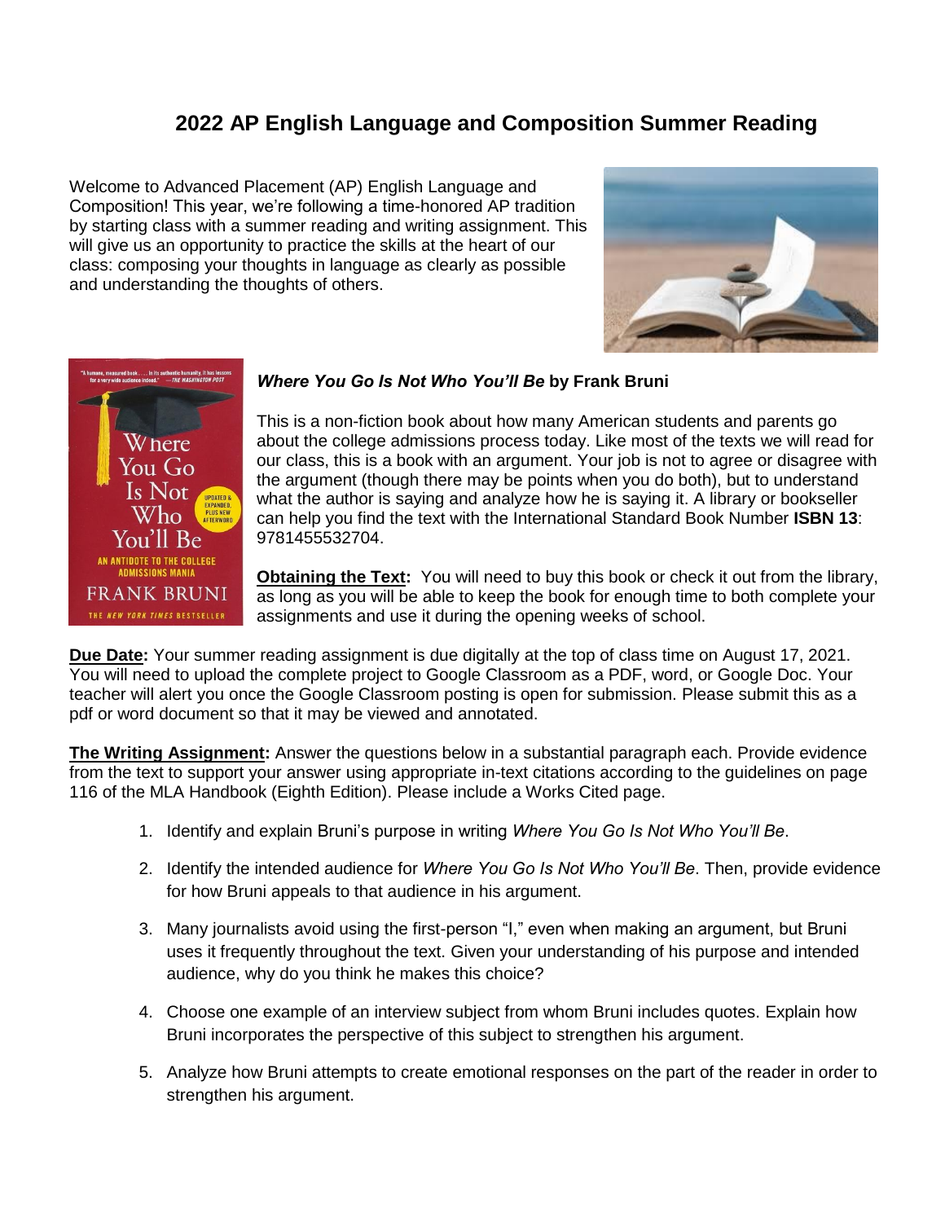# 2022 AP English Language and Composition Summer Reading

Welcome to Advanced Placement (AP) English Language and Composition! This year, we're following a time-honored AP tradition by starting class with a summer reading and writing assignment. This will give us an opportunity to practice the skills at the heart of our class: composing your thoughts in language as clearly as possible and understanding the thoughts of others.

### *Where You Go Is Not Who You'll Be* by Frank Bruni

This is a non-fiction book about how many American students and parents go about the college admissions process today. Like most of the texts we will read for our class, this is a book with an argument. Your job is not to agree or disagree with the argument (though there may be points when you do both), but to understand what the author is saying and analyze how he is saying it. A library or bookseller can help you find the text with the International Standard Book Number **ISBN 13**: 9781455532704.

**<u>Obtaining the Text</u>:** You will need to buy this book or check it out from the library, as long as you will be able to keep the book for enough time to both complete your assignments and use it during the opening weeks of school.

**<u>Due Date</u>:** Your summer reading assignment is due digitally at the top of class time on August 17, 2021. You will need to upload the complete project to Google Classroom as a PDF, word, or Google Doc. Your teacher will alert you once the Google Classroom posting is open for submission. Please submit this as a pdf or word document so that it may be viewed and annotated.

**<u>The Writing Assignment</u>:** Answer the questions below in a substantial paragraph each. Provide evidence from the text to support your answer using appropriate in-text citations according to the guidelines on page 116 of the MLA Handbook (Eighth Edition). Please include a Works Cited page.

1. Identify and explain Bruni's purpose in writing *Where You Go Is Not Who You'll Be*.
2. Identify the intended audience for *Where You Go Is Not Who You'll Be*. Then, provide evidence for how Bruni appeals to that audience in his argument.
3. Many journalists avoid using the first-person "I," even when making an argument, but Bruni uses it frequently throughout the text. Given your understanding of his purpose and intended audience, why do you think he makes this choice?
4. Choose one example of an interview subject from whom Bruni includes quotes. Explain how Bruni incorporates the perspective of this subject to strengthen his argument.
5. Analyze how Bruni attempts to create emotional responses on the part of the reader in order to strengthen his argument.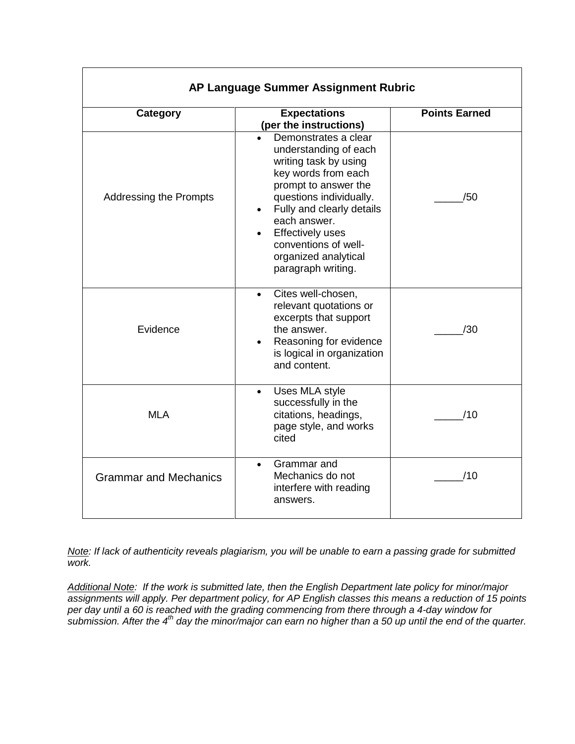| AP Language Summer Assignment Rubric | | |
|---|---|---|
| **Category** | **Expectations (per the instructions)** | **Points Earned** |
| Addressing the Prompts | • Demonstrates a clear understanding of each writing task by using key words from each prompt to answer the questions individually.<br>• Fully and clearly details each answer.<br>• Effectively uses conventions of well-organized analytical paragraph writing. | _____/50 |
| Evidence | • Cites well-chosen, relevant quotations or excerpts that support the answer.<br>• Reasoning for evidence is logical in organization and content. | _____/30 |
| MLA | • Uses MLA style successfully in the citations, headings, page style, and works cited | _____/10 |
| Grammar and Mechanics | • Grammar and Mechanics do not interfere with reading answers. | _____/10 |

*<u>Note</u>: If lack of authenticity reveals plagiarism, you will be unable to earn a passing grade for submitted work.*

*<u>Additional Note</u>: If the work is submitted late, then the English Department late policy for minor/major assignments will apply. Per department policy, for AP English classes this means a reduction of 15 points per day until a 60 is reached with the grading commencing from there through a 4-day window for submission. After the 4th day the minor/major can earn no higher than a 50 up until the end of the quarter.*